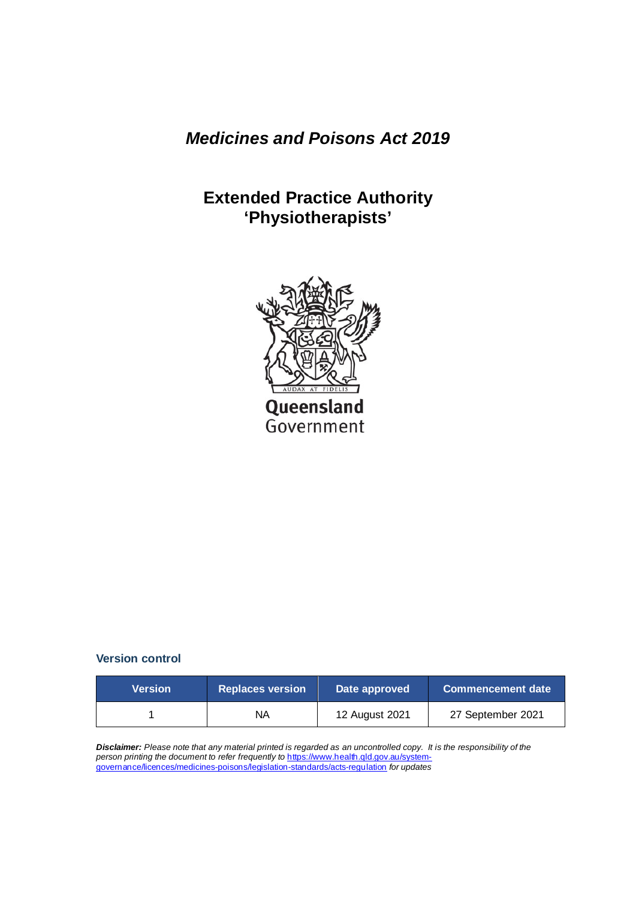# *Medicines and Poisons Act 2019*

## Extended Practice Authority 'Physiotherapists'

Queensland Government

### Version control

| Version | Replaces version | Date approved | Commencement date |
|---|---|---|---|
| 1 | NA | 12 August 2021 | 27 September 2021 |

***Disclaimer:*** *Please note that any material printed is regarded as an uncontrolled copy. It is the responsibility of the person printing the document to refer frequently to* https://www.health.qld.gov.au/system-governance/licences/medicines-poisons/legislation-standards/acts-regulation *for updates*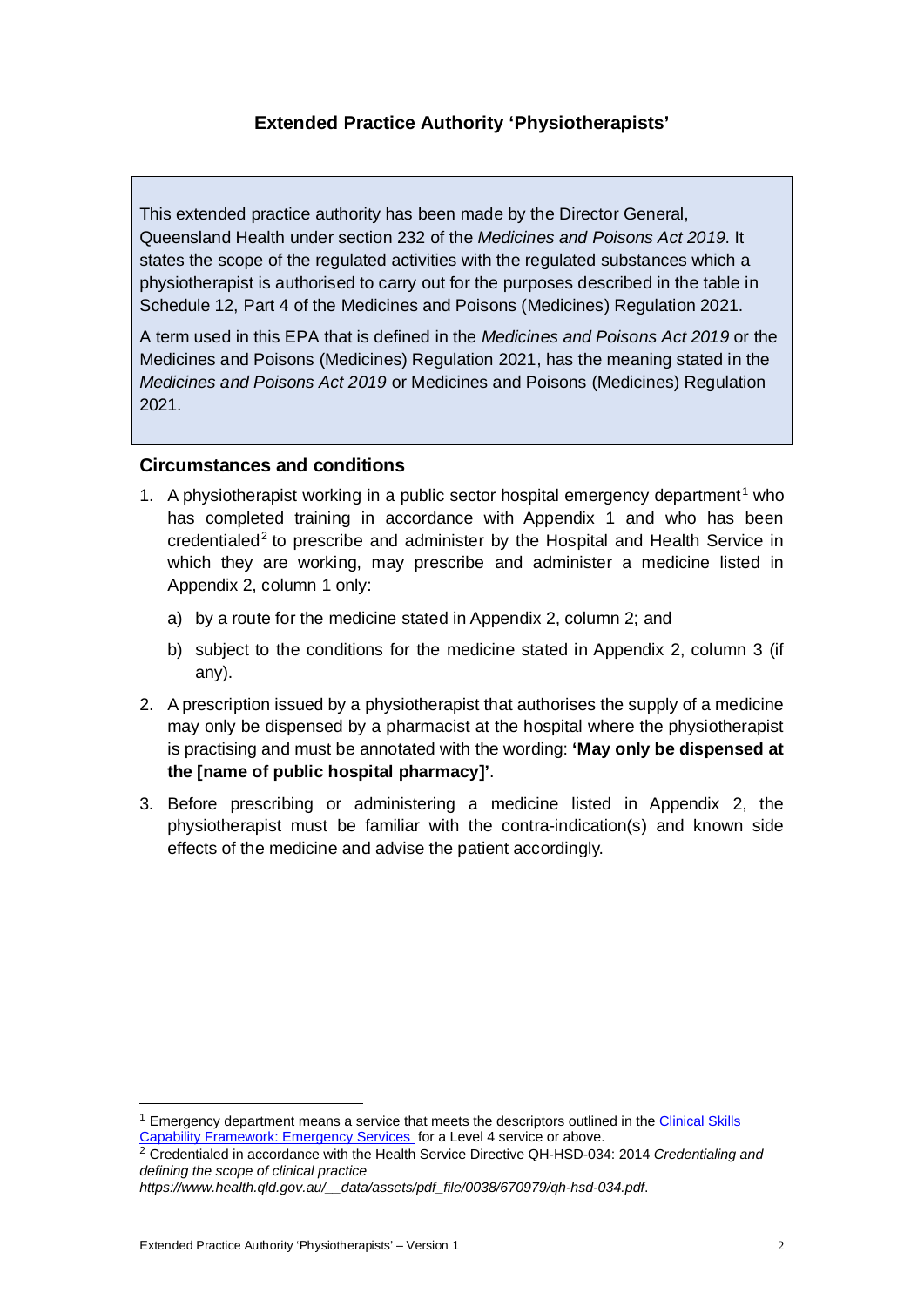## Extended Practice Authority 'Physiotherapists'

This extended practice authority has been made by the Director General, Queensland Health under section 232 of the *Medicines and Poisons Act 2019*. It states the scope of the regulated activities with the regulated substances which a physiotherapist is authorised to carry out for the purposes described in the table in Schedule 12, Part 4 of the Medicines and Poisons (Medicines) Regulation 2021.

A term used in this EPA that is defined in the *Medicines and Poisons Act 2019* or the Medicines and Poisons (Medicines) Regulation 2021, has the meaning stated in the *Medicines and Poisons Act 2019* or Medicines and Poisons (Medicines) Regulation 2021.

### Circumstances and conditions

1. A physiotherapist working in a public sector hospital emergency department[1] who has completed training in accordance with Appendix 1 and who has been credentialed[2] to prescribe and administer by the Hospital and Health Service in which they are working, may prescribe and administer a medicine listed in Appendix 2, column 1 only:
   a) by a route for the medicine stated in Appendix 2, column 2; and
   b) subject to the conditions for the medicine stated in Appendix 2, column 3 (if any).
2. A prescription issued by a physiotherapist that authorises the supply of a medicine may only be dispensed by a pharmacist at the hospital where the physiotherapist is practising and must be annotated with the wording: **'May only be dispensed at the [name of public hospital pharmacy]'**.
3. Before prescribing or administering a medicine listed in Appendix 2, the physiotherapist must be familiar with the contra-indication(s) and known side effects of the medicine and advise the patient accordingly.

---

[1] Emergency department means a service that meets the descriptors outlined in the Clinical Skills Capability Framework: Emergency Services for a Level 4 service or above.

[2] Credentialed in accordance with the Health Service Directive QH-HSD-034: 2014 *Credentialing and defining the scope of clinical practice* *https://www.health.qld.gov.au/__data/assets/pdf_file/0038/670979/qh-hsd-034.pdf*.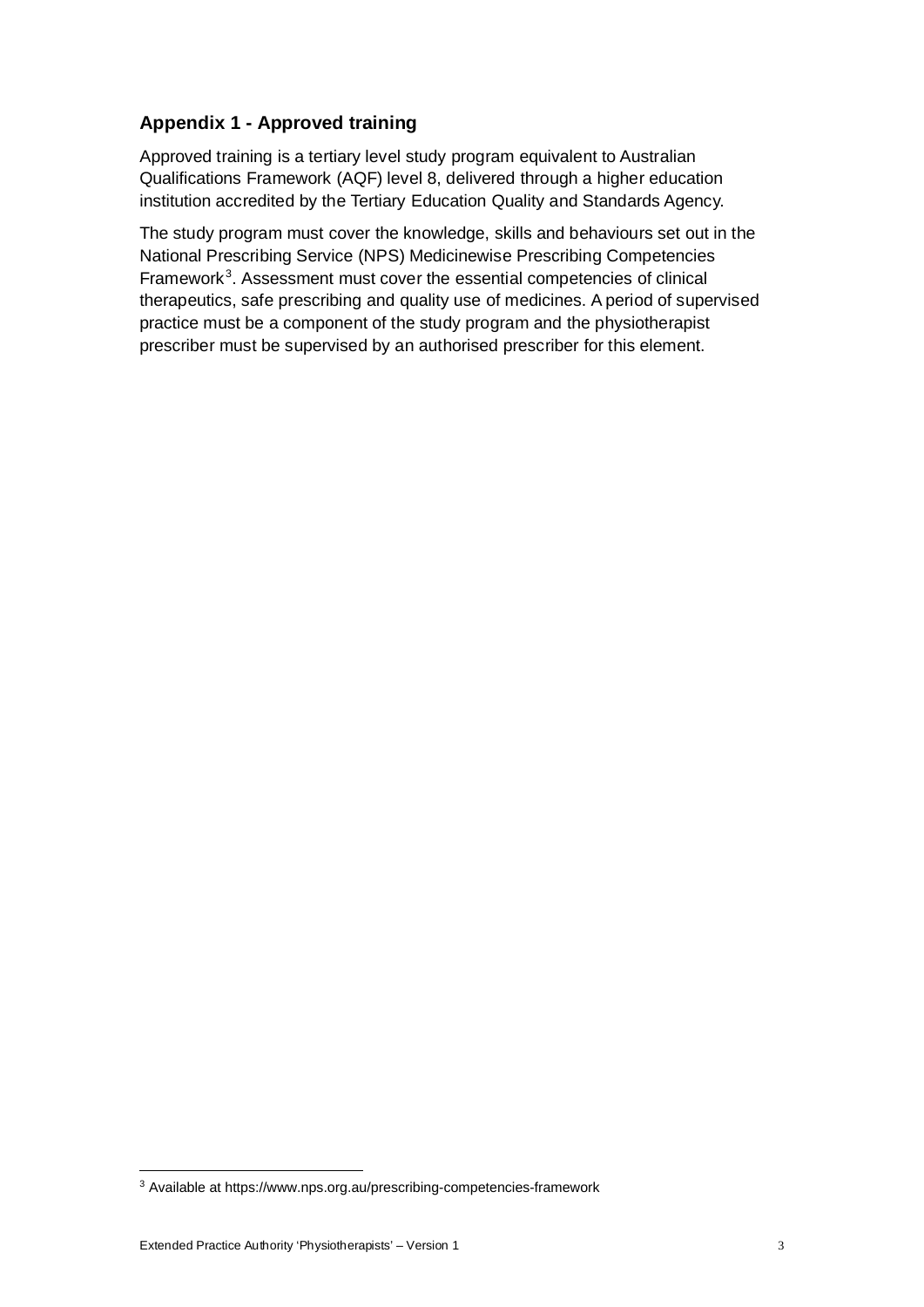## Appendix 1 - Approved training

Approved training is a tertiary level study program equivalent to Australian Qualifications Framework (AQF) level 8, delivered through a higher education institution accredited by the Tertiary Education Quality and Standards Agency.

The study program must cover the knowledge, skills and behaviours set out in the National Prescribing Service (NPS) Medicinewise Prescribing Competencies Framework[3]. Assessment must cover the essential competencies of clinical therapeutics, safe prescribing and quality use of medicines. A period of supervised practice must be a component of the study program and the physiotherapist prescriber must be supervised by an authorised prescriber for this element.

---

[3] Available at https://www.nps.org.au/prescribing-competencies-framework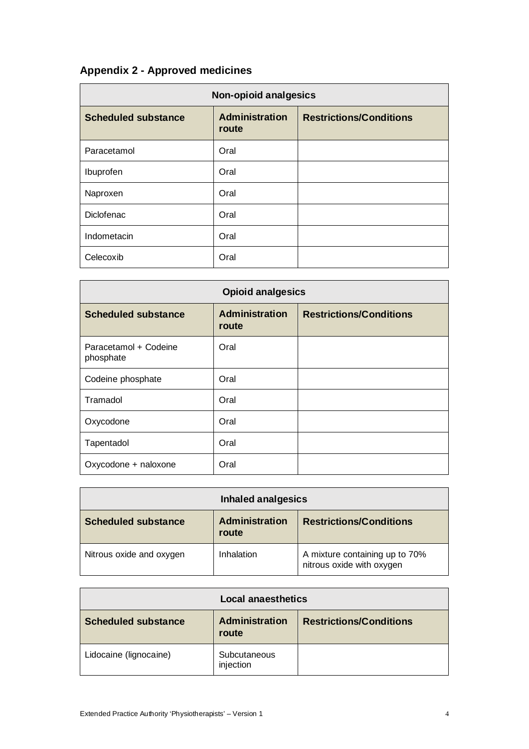## Appendix 2 - Approved medicines

| Non-opioid analgesics | | |
|---|---|---|
| **Scheduled substance** | **Administration route** | **Restrictions/Conditions** |
| Paracetamol | Oral | |
| Ibuprofen | Oral | |
| Naproxen | Oral | |
| Diclofenac | Oral | |
| Indometacin | Oral | |
| Celecoxib | Oral | |

| Opioid analgesics | | |
|---|---|---|
| **Scheduled substance** | **Administration route** | **Restrictions/Conditions** |
| Paracetamol + Codeine phosphate | Oral | |
| Codeine phosphate | Oral | |
| Tramadol | Oral | |
| Oxycodone | Oral | |
| Tapentadol | Oral | |
| Oxycodone + naloxone | Oral | |

| Inhaled analgesics | | |
|---|---|---|
| **Scheduled substance** | **Administration route** | **Restrictions/Conditions** |
| Nitrous oxide and oxygen | Inhalation | A mixture containing up to 70% nitrous oxide with oxygen |

| Local anaesthetics | | |
|---|---|---|
| **Scheduled substance** | **Administration route** | **Restrictions/Conditions** |
| Lidocaine (lignocaine) | Subcutaneous injection | |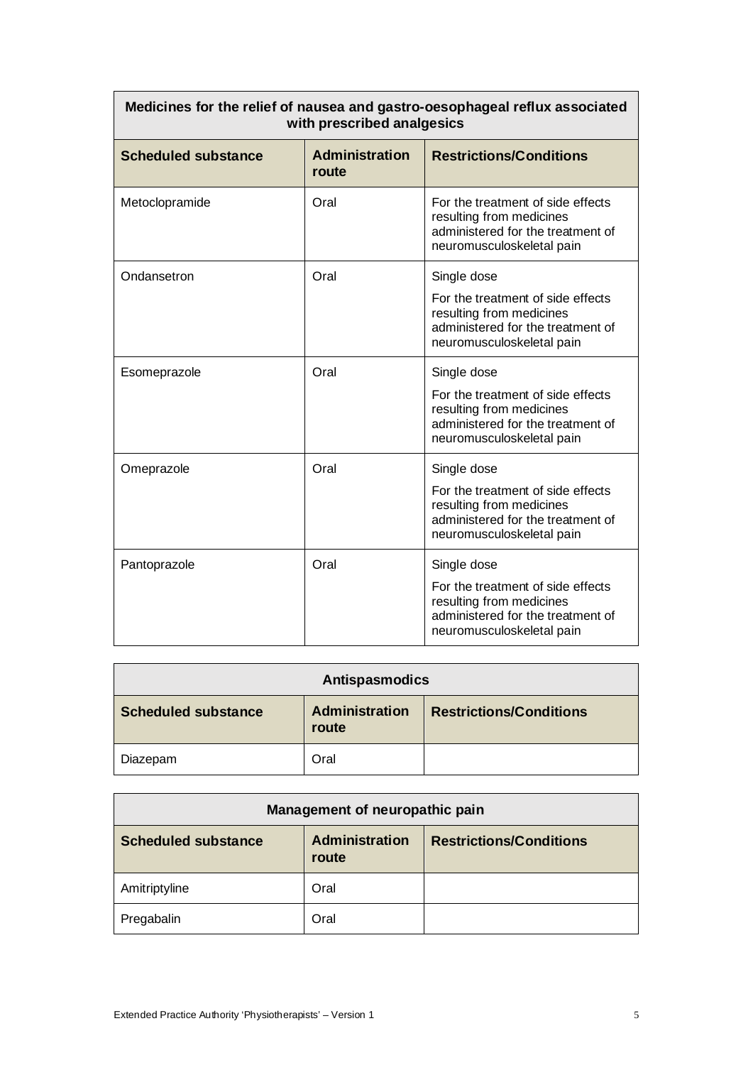| Medicines for the relief of nausea and gastro-oesophageal reflux associated with prescribed analgesics | | |
|---|---|---|
| **Scheduled substance** | **Administration route** | **Restrictions/Conditions** |
| Metoclopramide | Oral | For the treatment of side effects resulting from medicines administered for the treatment of neuromusculoskeletal pain |
| Ondansetron | Oral | Single dose<br><br>For the treatment of side effects resulting from medicines administered for the treatment of neuromusculoskeletal pain |
| Esomeprazole | Oral | Single dose<br><br>For the treatment of side effects resulting from medicines administered for the treatment of neuromusculoskeletal pain |
| Omeprazole | Oral | Single dose<br><br>For the treatment of side effects resulting from medicines administered for the treatment of neuromusculoskeletal pain |
| Pantoprazole | Oral | Single dose<br><br>For the treatment of side effects resulting from medicines administered for the treatment of neuromusculoskeletal pain |

| Antispasmodics | | |
|---|---|---|
| **Scheduled substance** | **Administration route** | **Restrictions/Conditions** |
| Diazepam | Oral | |

| Management of neuropathic pain | | |
|---|---|---|
| **Scheduled substance** | **Administration route** | **Restrictions/Conditions** |
| Amitriptyline | Oral | |
| Pregabalin | Oral | |